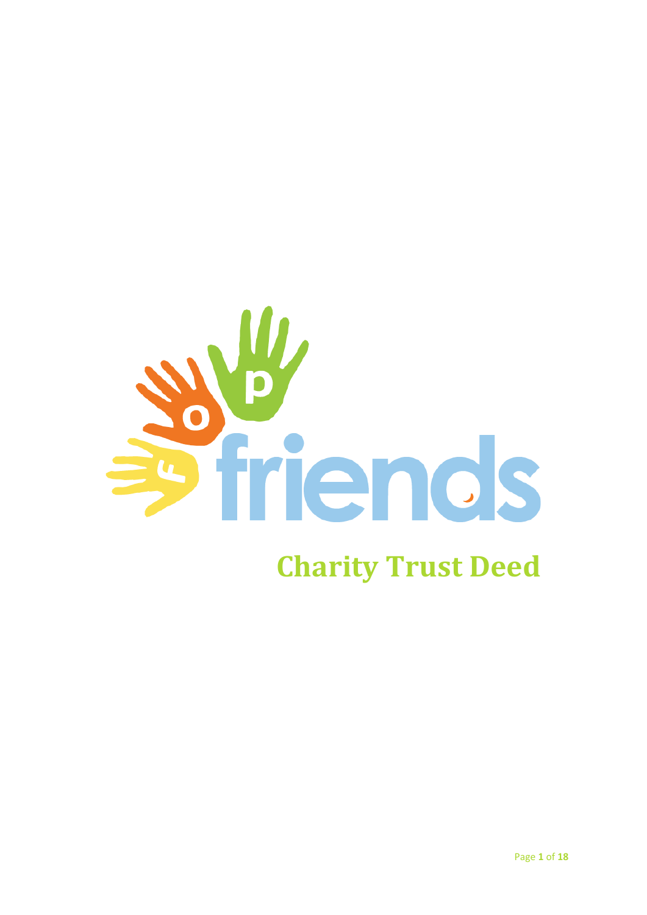# friends

# Charity Trust Deed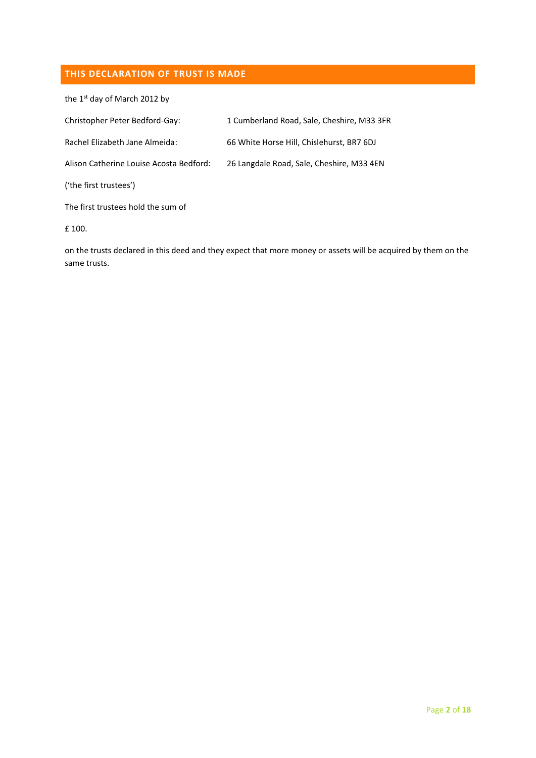## THIS DECLARATION OF TRUST IS MADE

the 1st day of March 2012 by

| | |
|---|---|
| Christopher Peter Bedford-Gay: | 1 Cumberland Road, Sale, Cheshire, M33 3FR |
| Rachel Elizabeth Jane Almeida: | 66 White Horse Hill, Chislehurst, BR7 6DJ |
| Alison Catherine Louise Acosta Bedford: | 26 Langdale Road, Sale, Cheshire, M33 4EN |

('the first trustees')

The first trustees hold the sum of

£ 100.

on the trusts declared in this deed and they expect that more money or assets will be acquired by them on the same trusts.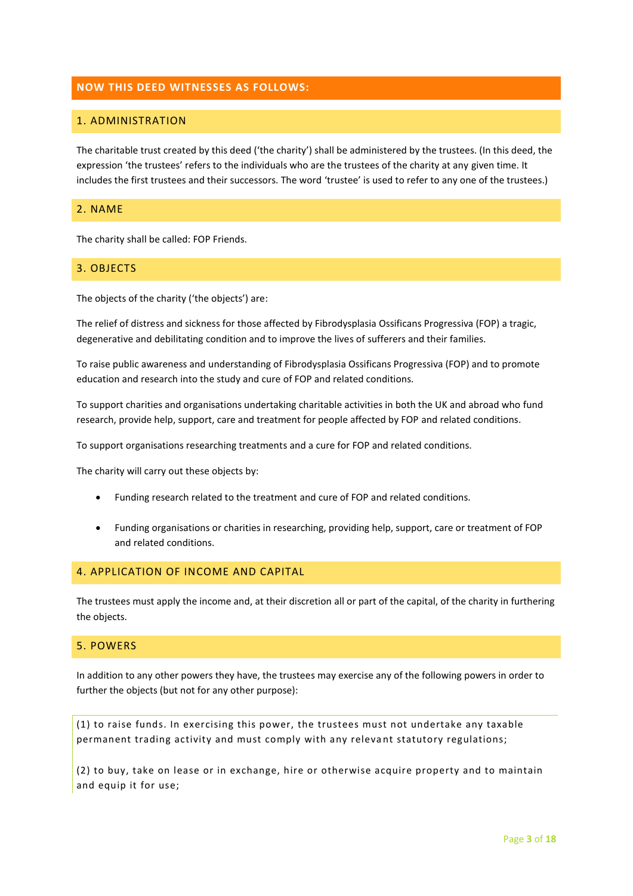## NOW THIS DEED WITNESSES AS FOLLOWS:

### 1. ADMINISTRATION

The charitable trust created by this deed ('the charity') shall be administered by the trustees. (In this deed, the expression 'the trustees' refers to the individuals who are the trustees of the charity at any given time. It includes the first trustees and their successors. The word 'trustee' is used to refer to any one of the trustees.)

### 2. NAME

The charity shall be called: FOP Friends.

### 3. OBJECTS

The objects of the charity ('the objects') are:

The relief of distress and sickness for those affected by Fibrodysplasia Ossificans Progressiva (FOP) a tragic, degenerative and debilitating condition and to improve the lives of sufferers and their families.

To raise public awareness and understanding of Fibrodysplasia Ossificans Progressiva (FOP) and to promote education and research into the study and cure of FOP and related conditions.

To support charities and organisations undertaking charitable activities in both the UK and abroad who fund research, provide help, support, care and treatment for people affected by FOP and related conditions.

To support organisations researching treatments and a cure for FOP and related conditions.

The charity will carry out these objects by:

- Funding research related to the treatment and cure of FOP and related conditions.
- Funding organisations or charities in researching, providing help, support, care or treatment of FOP and related conditions.

### 4. APPLICATION OF INCOME AND CAPITAL

The trustees must apply the income and, at their discretion all or part of the capital, of the charity in furthering the objects.

### 5. POWERS

In addition to any other powers they have, the trustees may exercise any of the following powers in order to further the objects (but not for any other purpose):

(1) to raise funds. In exercising this power, the trustees must not undertake any taxable permanent trading activity and must comply with any relevant statutory regulations;

(2) to buy, take on lease or in exchange, hire or otherwise acquire property and to maintain and equip it for use;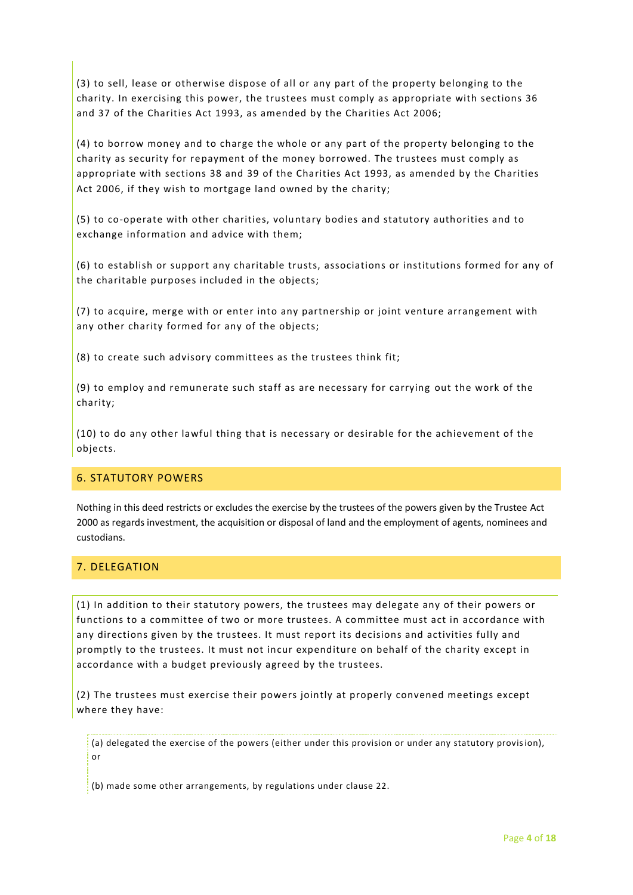(3) to sell, lease or otherwise dispose of all or any part of the property belonging to the charity. In exercising this power, the trustees must comply as appropriate with sections 36 and 37 of the Charities Act 1993, as amended by the Charities Act 2006;

(4) to borrow money and to charge the whole or any part of the property belonging to the charity as security for repayment of the money borrowed. The trustees must comply as appropriate with sections 38 and 39 of the Charities Act 1993, as amended by the Charities Act 2006, if they wish to mortgage land owned by the charity;

(5) to co-operate with other charities, voluntary bodies and statutory authorities and to exchange information and advice with them;

(6) to establish or support any charitable trusts, associations or institutions formed for any of the charitable purposes included in the objects;

(7) to acquire, merge with or enter into any partnership or joint venture arrangement with any other charity formed for any of the objects;

(8) to create such advisory committees as the trustees think fit;

(9) to employ and remunerate such staff as are necessary for carrying out the work of the charity;

(10) to do any other lawful thing that is necessary or desirable for the achievement of the objects.

## 6. STATUTORY POWERS

Nothing in this deed restricts or excludes the exercise by the trustees of the powers given by the Trustee Act 2000 as regards investment, the acquisition or disposal of land and the employment of agents, nominees and custodians.

## 7. DELEGATION

(1) In addition to their statutory powers, the trustees may delegate any of their powers or functions to a committee of two or more trustees. A committee must act in accordance with any directions given by the trustees. It must report its decisions and activities fully and promptly to the trustees. It must not incur expenditure on behalf of the charity except in accordance with a budget previously agreed by the trustees.

(2) The trustees must exercise their powers jointly at properly convened meetings except where they have:

(a) delegated the exercise of the powers (either under this provision or under any statutory provision), or

(b) made some other arrangements, by regulations under clause 22.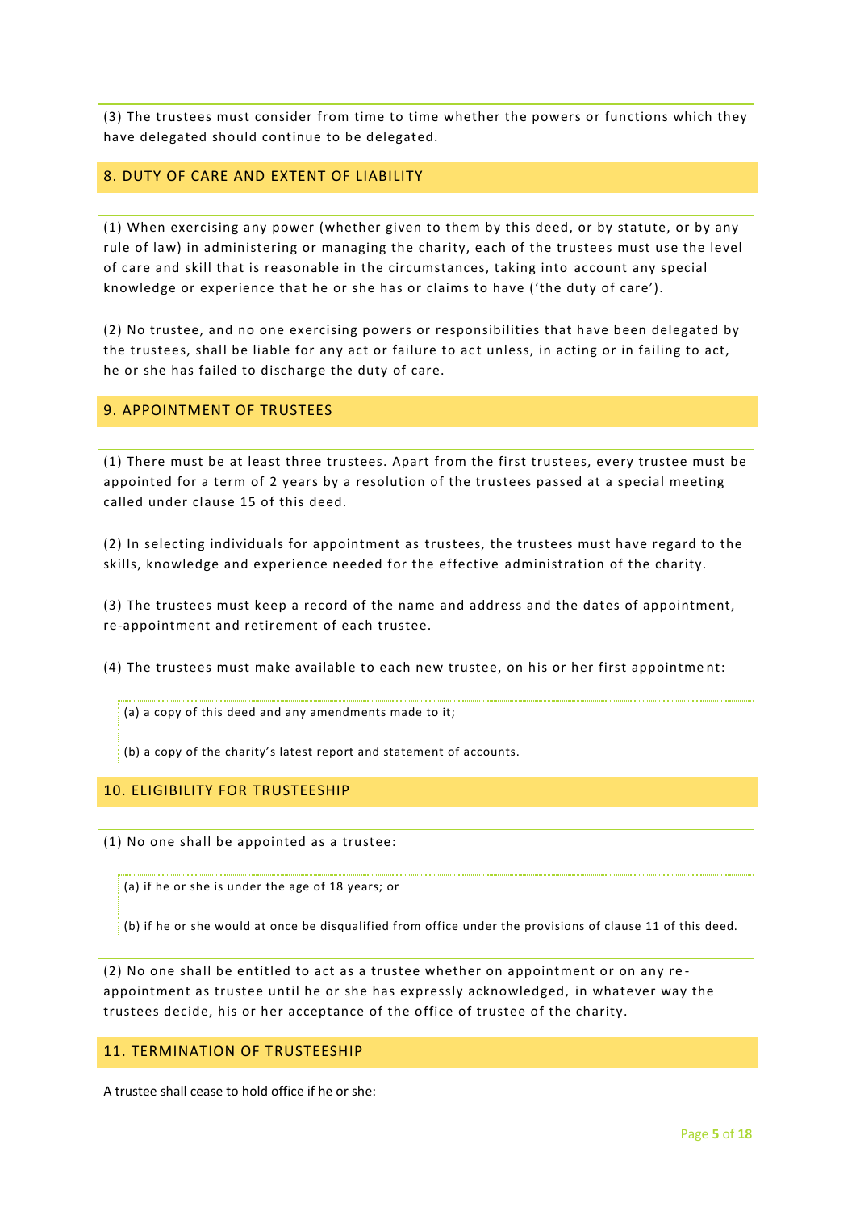(3) The trustees must consider from time to time whether the powers or functions which they have delegated should continue to be delegated.

## 8. DUTY OF CARE AND EXTENT OF LIABILITY

(1) When exercising any power (whether given to them by this deed, or by statute, or by any rule of law) in administering or managing the charity, each of the trustees must use the level of care and skill that is reasonable in the circumstances, taking into account any special knowledge or experience that he or she has or claims to have ('the duty of care').

(2) No trustee, and no one exercising powers or responsibilities that have been delegated by the trustees, shall be liable for any act or failure to act unless, in acting or in failing to act, he or she has failed to discharge the duty of care.

## 9. APPOINTMENT OF TRUSTEES

(1) There must be at least three trustees. Apart from the first trustees, every trustee must be appointed for a term of 2 years by a resolution of the trustees passed at a special meeting called under clause 15 of this deed.

(2) In selecting individuals for appointment as trustees, the trustees must have regard to the skills, knowledge and experience needed for the effective administration of the charity.

(3) The trustees must keep a record of the name and address and the dates of appointment, re-appointment and retirement of each trustee.

(4) The trustees must make available to each new trustee, on his or her first appointment:

(a) a copy of this deed and any amendments made to it;

(b) a copy of the charity's latest report and statement of accounts.

## 10. ELIGIBILITY FOR TRUSTEESHIP

(1) No one shall be appointed as a trustee:

(a) if he or she is under the age of 18 years; or

(b) if he or she would at once be disqualified from office under the provisions of clause 11 of this deed.

(2) No one shall be entitled to act as a trustee whether on appointment or on any re-appointment as trustee until he or she has expressly acknowledged, in whatever way the trustees decide, his or her acceptance of the office of trustee of the charity.

## 11. TERMINATION OF TRUSTEESHIP

A trustee shall cease to hold office if he or she: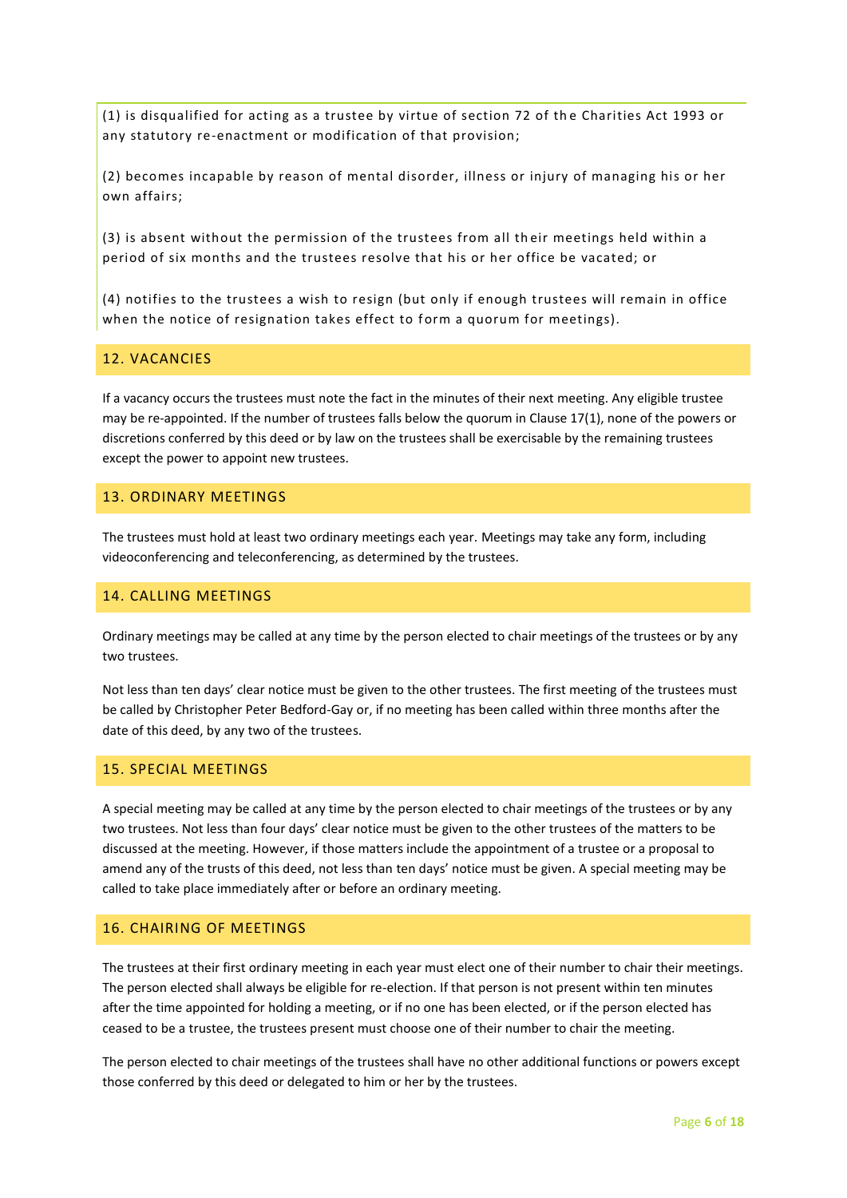(1) is disqualified for acting as a trustee by virtue of section 72 of the Charities Act 1993 or any statutory re-enactment or modification of that provision;

(2) becomes incapable by reason of mental disorder, illness or injury of managing his or her own affairs;

(3) is absent without the permission of the trustees from all their meetings held within a period of six months and the trustees resolve that his or her office be vacated; or

(4) notifies to the trustees a wish to resign (but only if enough trustees will remain in office when the notice of resignation takes effect to form a quorum for meetings).

## 12. VACANCIES

If a vacancy occurs the trustees must note the fact in the minutes of their next meeting. Any eligible trustee may be re-appointed. If the number of trustees falls below the quorum in Clause 17(1), none of the powers or discretions conferred by this deed or by law on the trustees shall be exercisable by the remaining trustees except the power to appoint new trustees.

## 13. ORDINARY MEETINGS

The trustees must hold at least two ordinary meetings each year. Meetings may take any form, including videoconferencing and teleconferencing, as determined by the trustees.

## 14. CALLING MEETINGS

Ordinary meetings may be called at any time by the person elected to chair meetings of the trustees or by any two trustees.

Not less than ten days' clear notice must be given to the other trustees. The first meeting of the trustees must be called by Christopher Peter Bedford-Gay or, if no meeting has been called within three months after the date of this deed, by any two of the trustees.

## 15. SPECIAL MEETINGS

A special meeting may be called at any time by the person elected to chair meetings of the trustees or by any two trustees. Not less than four days' clear notice must be given to the other trustees of the matters to be discussed at the meeting. However, if those matters include the appointment of a trustee or a proposal to amend any of the trusts of this deed, not less than ten days' notice must be given. A special meeting may be called to take place immediately after or before an ordinary meeting.

## 16. CHAIRING OF MEETINGS

The trustees at their first ordinary meeting in each year must elect one of their number to chair their meetings. The person elected shall always be eligible for re-election. If that person is not present within ten minutes after the time appointed for holding a meeting, or if no one has been elected, or if the person elected has ceased to be a trustee, the trustees present must choose one of their number to chair the meeting.

The person elected to chair meetings of the trustees shall have no other additional functions or powers except those conferred by this deed or delegated to him or her by the trustees.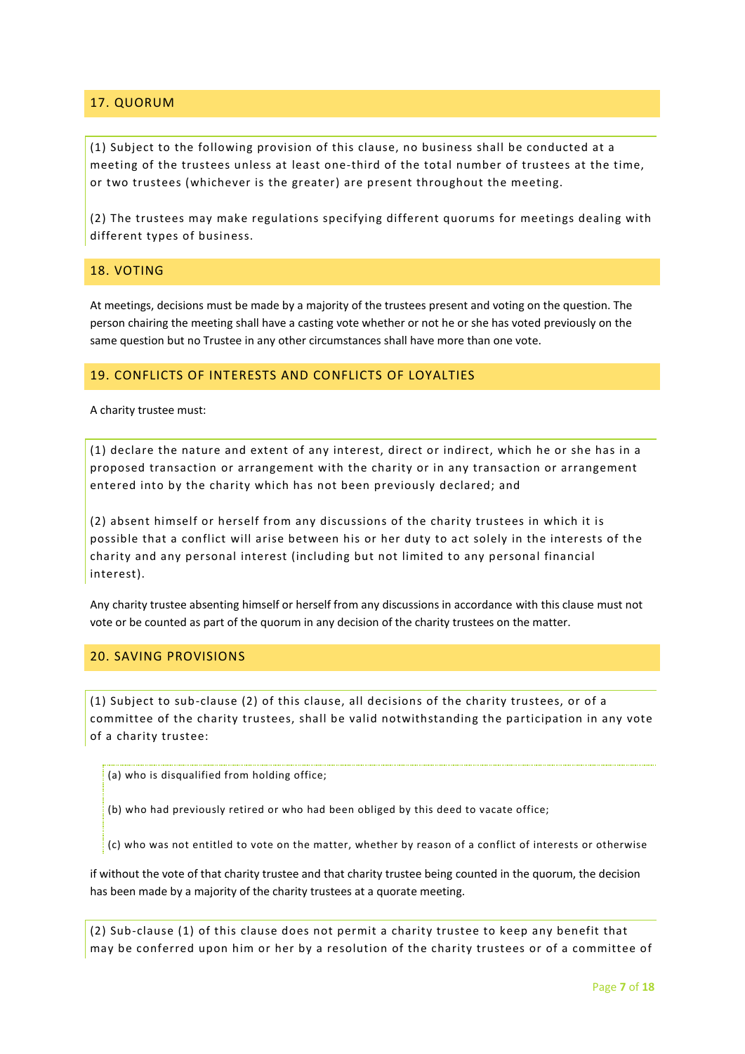## 17. QUORUM

(1) Subject to the following provision of this clause, no business shall be conducted at a meeting of the trustees unless at least one-third of the total number of trustees at the time, or two trustees (whichever is the greater) are present throughout the meeting.

(2) The trustees may make regulations specifying different quorums for meetings dealing with different types of business.

## 18. VOTING

At meetings, decisions must be made by a majority of the trustees present and voting on the question. The person chairing the meeting shall have a casting vote whether or not he or she has voted previously on the same question but no Trustee in any other circumstances shall have more than one vote.

## 19. CONFLICTS OF INTERESTS AND CONFLICTS OF LOYALTIES

A charity trustee must:

(1) declare the nature and extent of any interest, direct or indirect, which he or she has in a proposed transaction or arrangement with the charity or in any transaction or arrangement entered into by the charity which has not been previously declared; and

(2) absent himself or herself from any discussions of the charity trustees in which it is possible that a conflict will arise between his or her duty to act solely in the interests of the charity and any personal interest (including but not limited to any personal financial interest).

Any charity trustee absenting himself or herself from any discussions in accordance with this clause must not vote or be counted as part of the quorum in any decision of the charity trustees on the matter.

## 20. SAVING PROVISIONS

(1) Subject to sub-clause (2) of this clause, all decisions of the charity trustees, or of a committee of the charity trustees, shall be valid notwithstanding the participation in any vote of a charity trustee:

(a) who is disqualified from holding office;

(b) who had previously retired or who had been obliged by this deed to vacate office;

(c) who was not entitled to vote on the matter, whether by reason of a conflict of interests or otherwise

if without the vote of that charity trustee and that charity trustee being counted in the quorum, the decision has been made by a majority of the charity trustees at a quorate meeting.

(2) Sub-clause (1) of this clause does not permit a charity trustee to keep any benefit that may be conferred upon him or her by a resolution of the charity trustees or of a committee of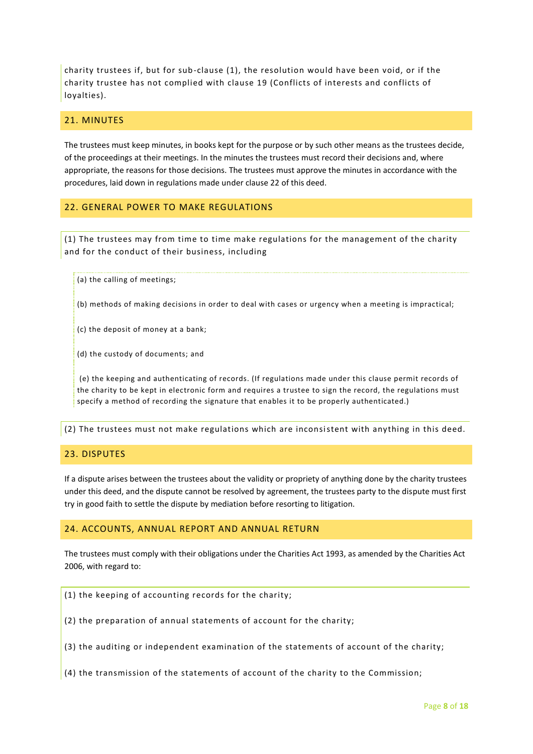charity trustees if, but for sub-clause (1), the resolution would have been void, or if the charity trustee has not complied with clause 19 (Conflicts of interests and conflicts of loyalties).

## 21. MINUTES

The trustees must keep minutes, in books kept for the purpose or by such other means as the trustees decide, of the proceedings at their meetings. In the minutes the trustees must record their decisions and, where appropriate, the reasons for those decisions. The trustees must approve the minutes in accordance with the procedures, laid down in regulations made under clause 22 of this deed.

## 22. GENERAL POWER TO MAKE REGULATIONS

(1) The trustees may from time to time make regulations for the management of the charity and for the conduct of their business, including

(a) the calling of meetings;

(b) methods of making decisions in order to deal with cases or urgency when a meeting is impractical;

(c) the deposit of money at a bank;

(d) the custody of documents; and

(e) the keeping and authenticating of records. (If regulations made under this clause permit records of the charity to be kept in electronic form and requires a trustee to sign the record, the regulations must specify a method of recording the signature that enables it to be properly authenticated.)

(2) The trustees must not make regulations which are inconsistent with anything in this deed.

## 23. DISPUTES

If a dispute arises between the trustees about the validity or propriety of anything done by the charity trustees under this deed, and the dispute cannot be resolved by agreement, the trustees party to the dispute must first try in good faith to settle the dispute by mediation before resorting to litigation.

## 24. ACCOUNTS, ANNUAL REPORT AND ANNUAL RETURN

The trustees must comply with their obligations under the Charities Act 1993, as amended by the Charities Act 2006, with regard to:

(1) the keeping of accounting records for the charity;

(2) the preparation of annual statements of account for the charity;

(3) the auditing or independent examination of the statements of account of the charity;

(4) the transmission of the statements of account of the charity to the Commission;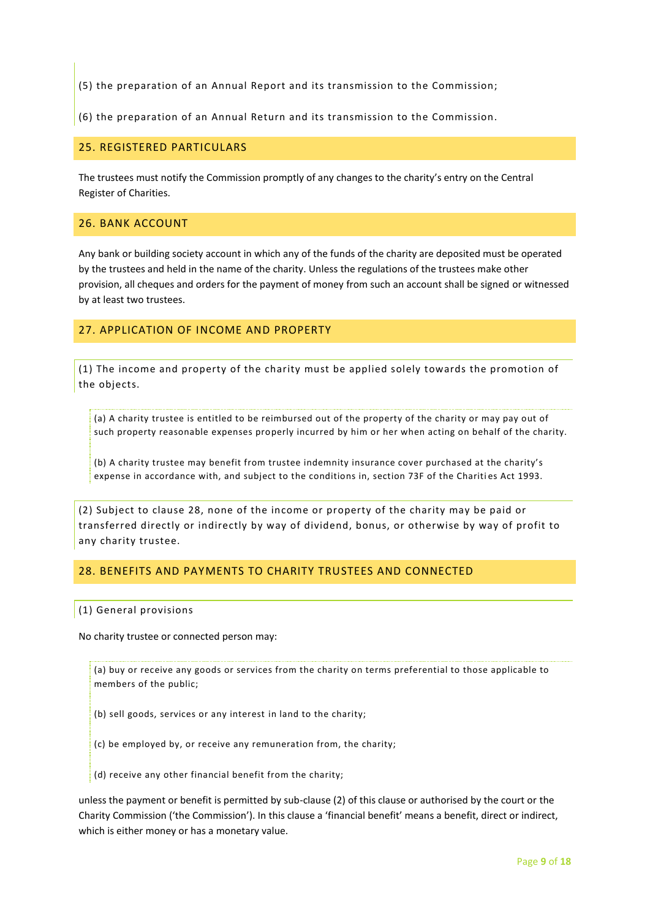(5) the preparation of an Annual Report and its transmission to the Commission;

(6) the preparation of an Annual Return and its transmission to the Commission.

## 25. REGISTERED PARTICULARS

The trustees must notify the Commission promptly of any changes to the charity's entry on the Central Register of Charities.

## 26. BANK ACCOUNT

Any bank or building society account in which any of the funds of the charity are deposited must be operated by the trustees and held in the name of the charity. Unless the regulations of the trustees make other provision, all cheques and orders for the payment of money from such an account shall be signed or witnessed by at least two trustees.

## 27. APPLICATION OF INCOME AND PROPERTY

(1) The income and property of the charity must be applied solely towards the promotion of the objects.

(a) A charity trustee is entitled to be reimbursed out of the property of the charity or may pay out of such property reasonable expenses properly incurred by him or her when acting on behalf of the charity.

(b) A charity trustee may benefit from trustee indemnity insurance cover purchased at the charity's expense in accordance with, and subject to the conditions in, section 73F of the Charities Act 1993.

(2) Subject to clause 28, none of the income or property of the charity may be paid or transferred directly or indirectly by way of dividend, bonus, or otherwise by way of profit to any charity trustee.

## 28. BENEFITS AND PAYMENTS TO CHARITY TRUSTEES AND CONNECTED

(1) General provisions

No charity trustee or connected person may:

(a) buy or receive any goods or services from the charity on terms preferential to those applicable to members of the public;

(b) sell goods, services or any interest in land to the charity;

(c) be employed by, or receive any remuneration from, the charity;

(d) receive any other financial benefit from the charity;

unless the payment or benefit is permitted by sub-clause (2) of this clause or authorised by the court or the Charity Commission ('the Commission'). In this clause a 'financial benefit' means a benefit, direct or indirect, which is either money or has a monetary value.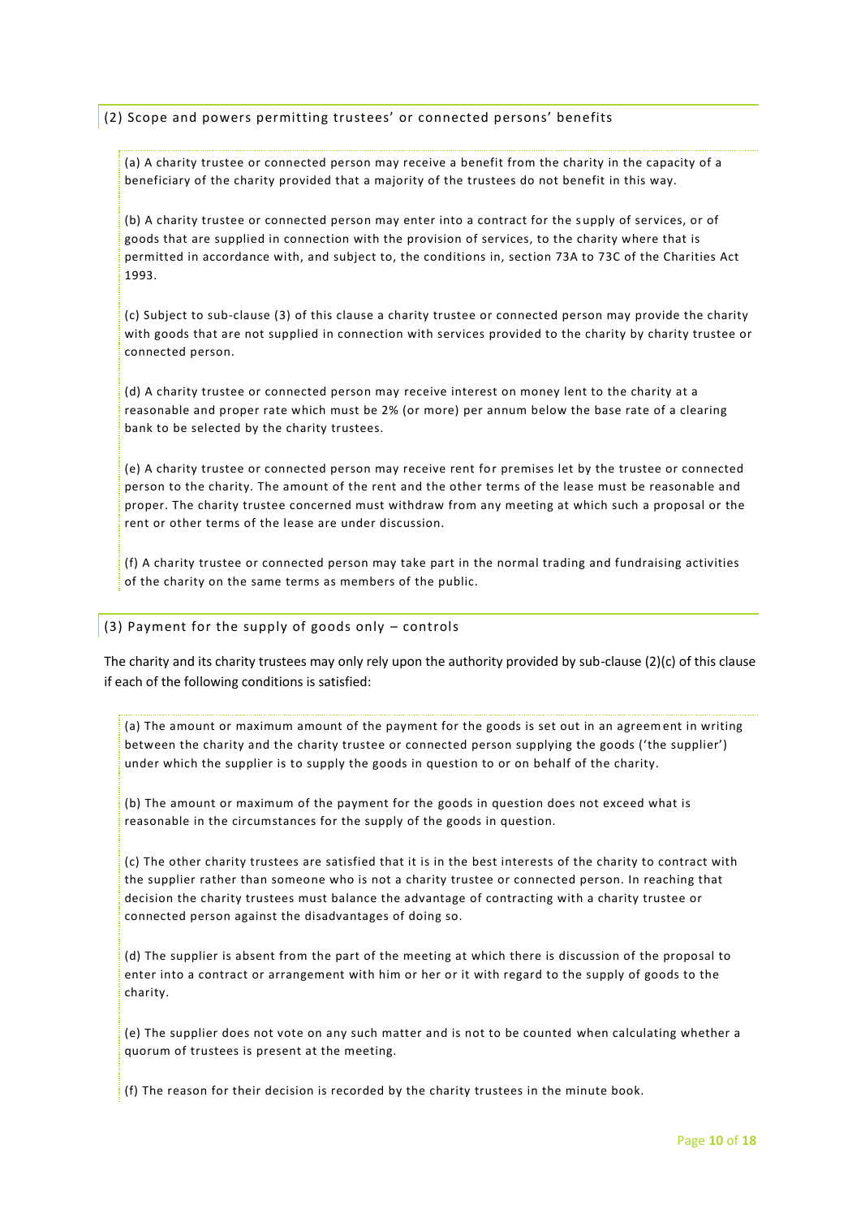### (2) Scope and powers permitting trustees' or connected persons' benefits

(a) A charity trustee or connected person may receive a benefit from the charity in the capacity of a beneficiary of the charity provided that a majority of the trustees do not benefit in this way.

(b) A charity trustee or connected person may enter into a contract for the supply of services, or of goods that are supplied in connection with the provision of services, to the charity where that is permitted in accordance with, and subject to, the conditions in, section 73A to 73C of the Charities Act 1993.

(c) Subject to sub-clause (3) of this clause a charity trustee or connected person may provide the charity with goods that are not supplied in connection with services provided to the charity by charity trustee or connected person.

(d) A charity trustee or connected person may receive interest on money lent to the charity at a reasonable and proper rate which must be 2% (or more) per annum below the base rate of a clearing bank to be selected by the charity trustees.

(e) A charity trustee or connected person may receive rent for premises let by the trustee or connected person to the charity. The amount of the rent and the other terms of the lease must be reasonable and proper. The charity trustee concerned must withdraw from any meeting at which such a proposal or the rent or other terms of the lease are under discussion.

(f) A charity trustee or connected person may take part in the normal trading and fundraising activities of the charity on the same terms as members of the public.

### (3) Payment for the supply of goods only – controls

The charity and its charity trustees may only rely upon the authority provided by sub-clause (2)(c) of this clause if each of the following conditions is satisfied:

(a) The amount or maximum amount of the payment for the goods is set out in an agreement in writing between the charity and the charity trustee or connected person supplying the goods ('the supplier') under which the supplier is to supply the goods in question to or on behalf of the charity.

(b) The amount or maximum of the payment for the goods in question does not exceed what is reasonable in the circumstances for the supply of the goods in question.

(c) The other charity trustees are satisfied that it is in the best interests of the charity to contract with the supplier rather than someone who is not a charity trustee or connected person. In reaching that decision the charity trustees must balance the advantage of contracting with a charity trustee or connected person against the disadvantages of doing so.

(d) The supplier is absent from the part of the meeting at which there is discussion of the proposal to enter into a contract or arrangement with him or her or it with regard to the supply of goods to the charity.

(e) The supplier does not vote on any such matter and is not to be counted when calculating whether a quorum of trustees is present at the meeting.

(f) The reason for their decision is recorded by the charity trustees in the minute book.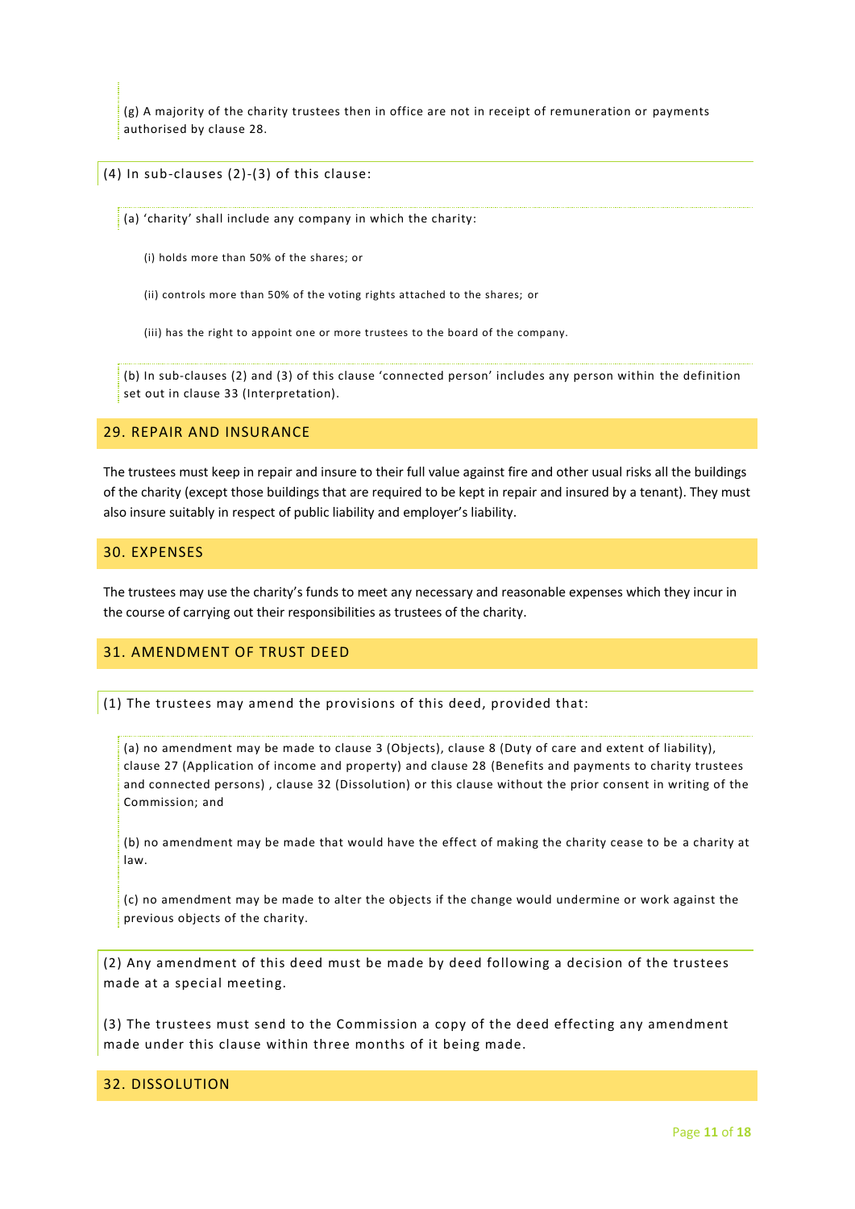(g) A majority of the charity trustees then in office are not in receipt of remuneration or payments authorised by clause 28.

(4) In sub-clauses (2)-(3) of this clause:

(a) 'charity' shall include any company in which the charity:

(i) holds more than 50% of the shares; or

(ii) controls more than 50% of the voting rights attached to the shares; or

(iii) has the right to appoint one or more trustees to the board of the company.

(b) In sub-clauses (2) and (3) of this clause 'connected person' includes any person within the definition set out in clause 33 (Interpretation).

## 29. REPAIR AND INSURANCE

The trustees must keep in repair and insure to their full value against fire and other usual risks all the buildings of the charity (except those buildings that are required to be kept in repair and insured by a tenant). They must also insure suitably in respect of public liability and employer's liability.

## 30. EXPENSES

The trustees may use the charity's funds to meet any necessary and reasonable expenses which they incur in the course of carrying out their responsibilities as trustees of the charity.

## 31. AMENDMENT OF TRUST DEED

(1) The trustees may amend the provisions of this deed, provided that:

(a) no amendment may be made to clause 3 (Objects), clause 8 (Duty of care and extent of liability), clause 27 (Application of income and property) and clause 28 (Benefits and payments to charity trustees and connected persons) , clause 32 (Dissolution) or this clause without the prior consent in writing of the Commission; and

(b) no amendment may be made that would have the effect of making the charity cease to be a charity at law.

(c) no amendment may be made to alter the objects if the change would undermine or work against the previous objects of the charity.

(2) Any amendment of this deed must be made by deed following a decision of the trustees made at a special meeting.

(3) The trustees must send to the Commission a copy of the deed effecting any amendment made under this clause within three months of it being made.

## 32. DISSOLUTION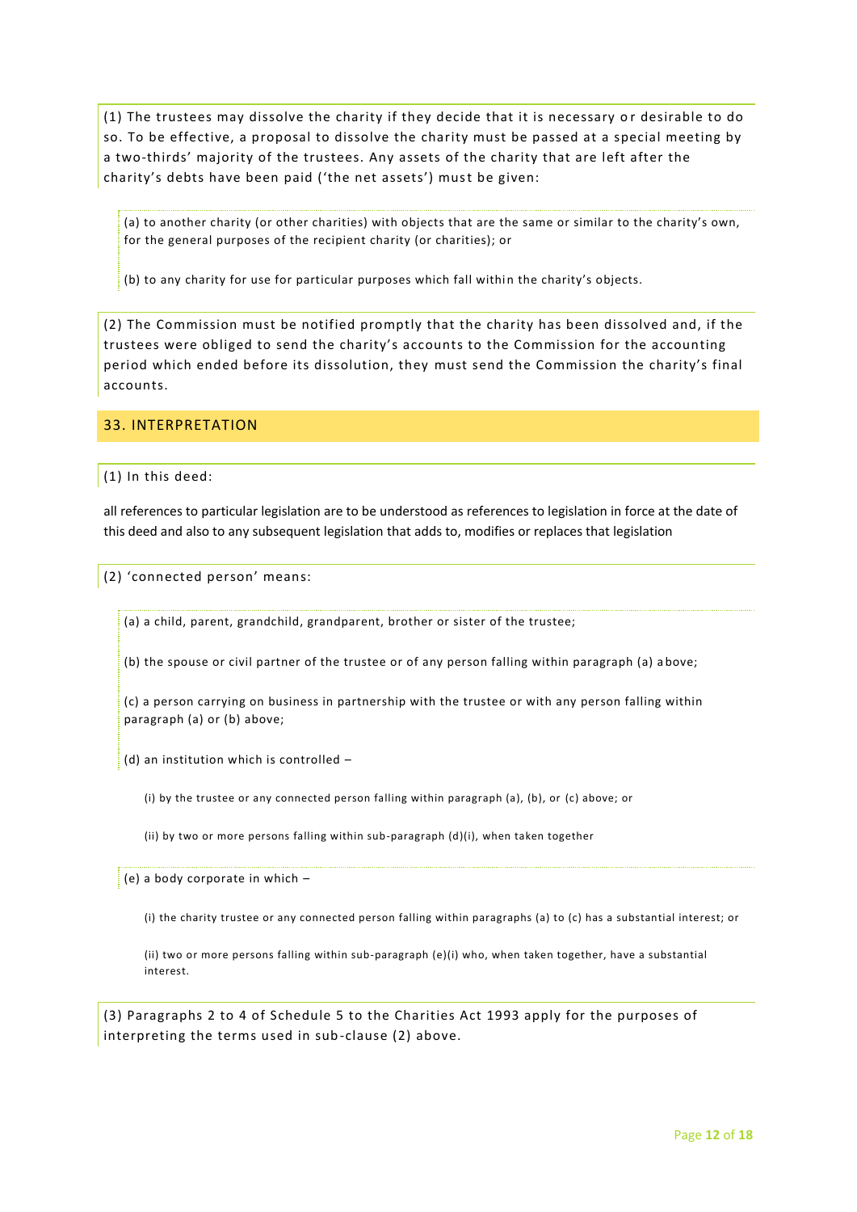(1) The trustees may dissolve the charity if they decide that it is necessary or desirable to do so. To be effective, a proposal to dissolve the charity must be passed at a special meeting by a two-thirds' majority of the trustees. Any assets of the charity that are left after the charity's debts have been paid ('the net assets') must be given:

(a) to another charity (or other charities) with objects that are the same or similar to the charity's own, for the general purposes of the recipient charity (or charities); or

(b) to any charity for use for particular purposes which fall within the charity's objects.

(2) The Commission must be notified promptly that the charity has been dissolved and, if the trustees were obliged to send the charity's accounts to the Commission for the accounting period which ended before its dissolution, they must send the Commission the charity's final accounts.

## 33. INTERPRETATION

(1) In this deed:

all references to particular legislation are to be understood as references to legislation in force at the date of this deed and also to any subsequent legislation that adds to, modifies or replaces that legislation

(2) 'connected person' means:

(a) a child, parent, grandchild, grandparent, brother or sister of the trustee;

(b) the spouse or civil partner of the trustee or of any person falling within paragraph (a) above;

(c) a person carrying on business in partnership with the trustee or with any person falling within paragraph (a) or (b) above;

(d) an institution which is controlled –

(i) by the trustee or any connected person falling within paragraph (a), (b), or (c) above; or

(ii) by two or more persons falling within sub-paragraph (d)(i), when taken together

(e) a body corporate in which –

(i) the charity trustee or any connected person falling within paragraphs (a) to (c) has a substantial interest; or

(ii) two or more persons falling within sub-paragraph (e)(i) who, when taken together, have a substantial interest.

(3) Paragraphs 2 to 4 of Schedule 5 to the Charities Act 1993 apply for the purposes of interpreting the terms used in sub-clause (2) above.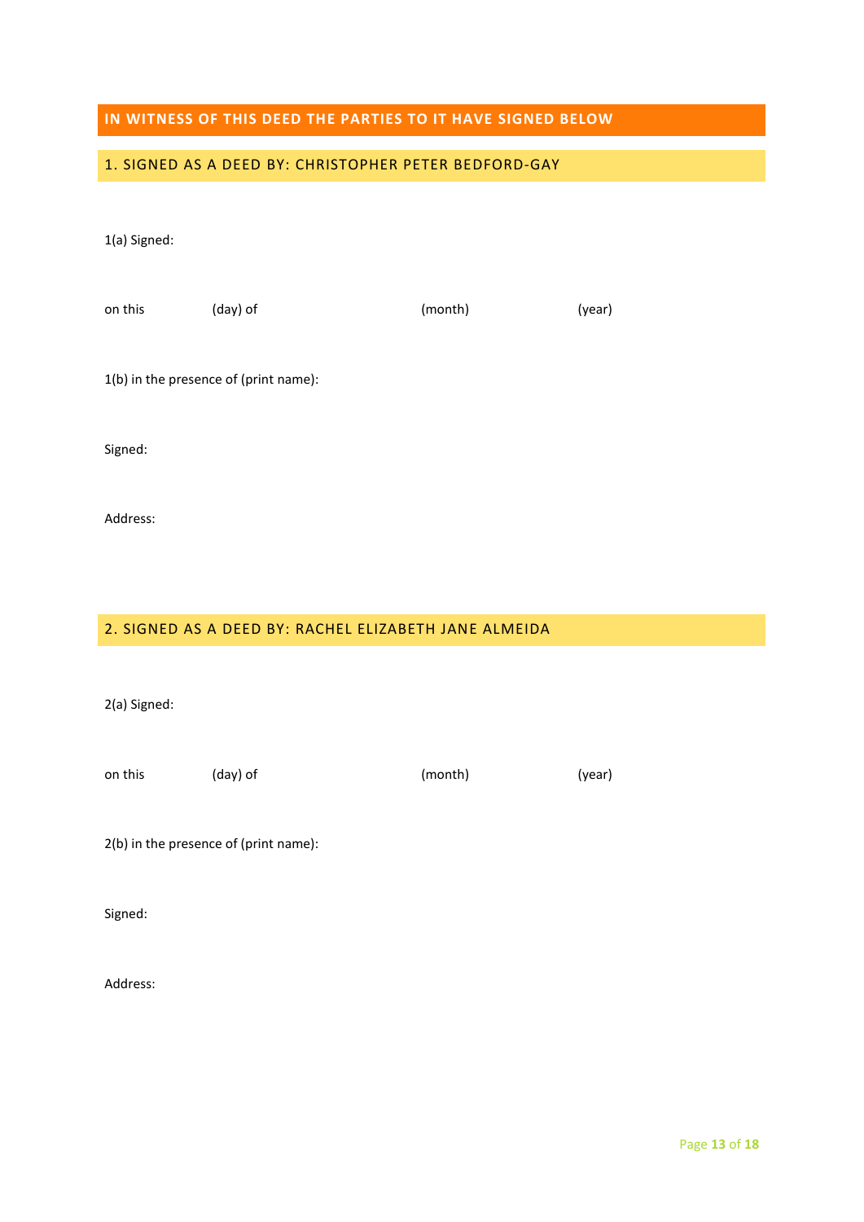## IN WITNESS OF THIS DEED THE PARTIES TO IT HAVE SIGNED BELOW

### 1. SIGNED AS A DEED BY: CHRISTOPHER PETER BEDFORD-GAY

1(a) Signed:

on this (day) of (month) (year)

1(b) in the presence of (print name):

Signed:

Address:

### 2. SIGNED AS A DEED BY: RACHEL ELIZABETH JANE ALMEIDA

2(a) Signed:

on this (day) of (month) (year)

2(b) in the presence of (print name):

Signed:

Address: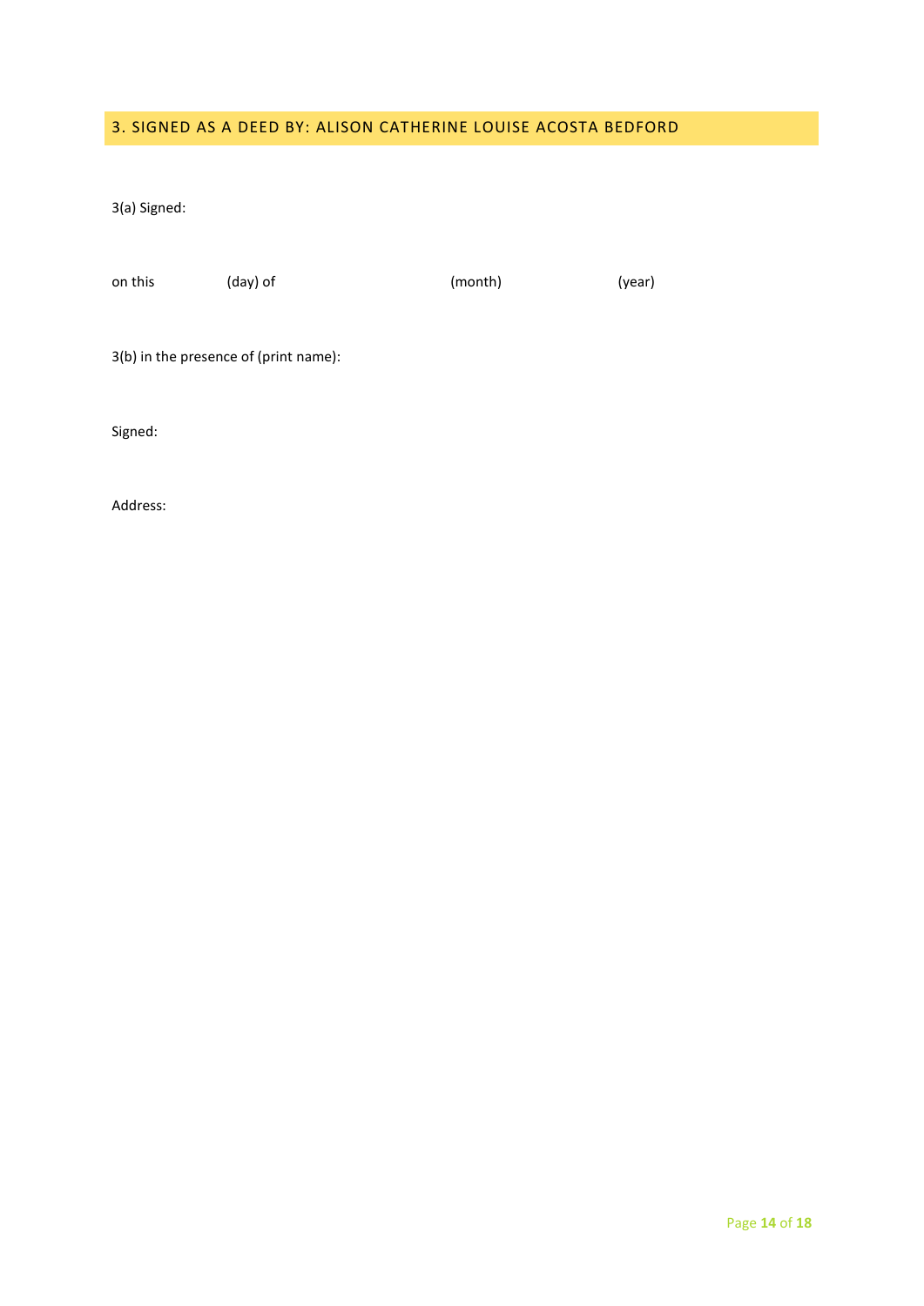## 3. SIGNED AS A DEED BY: ALISON CATHERINE LOUISE ACOSTA BEDFORD

3(a) Signed:

on this (day) of (month) (year)

3(b) in the presence of (print name):

Signed:

Address: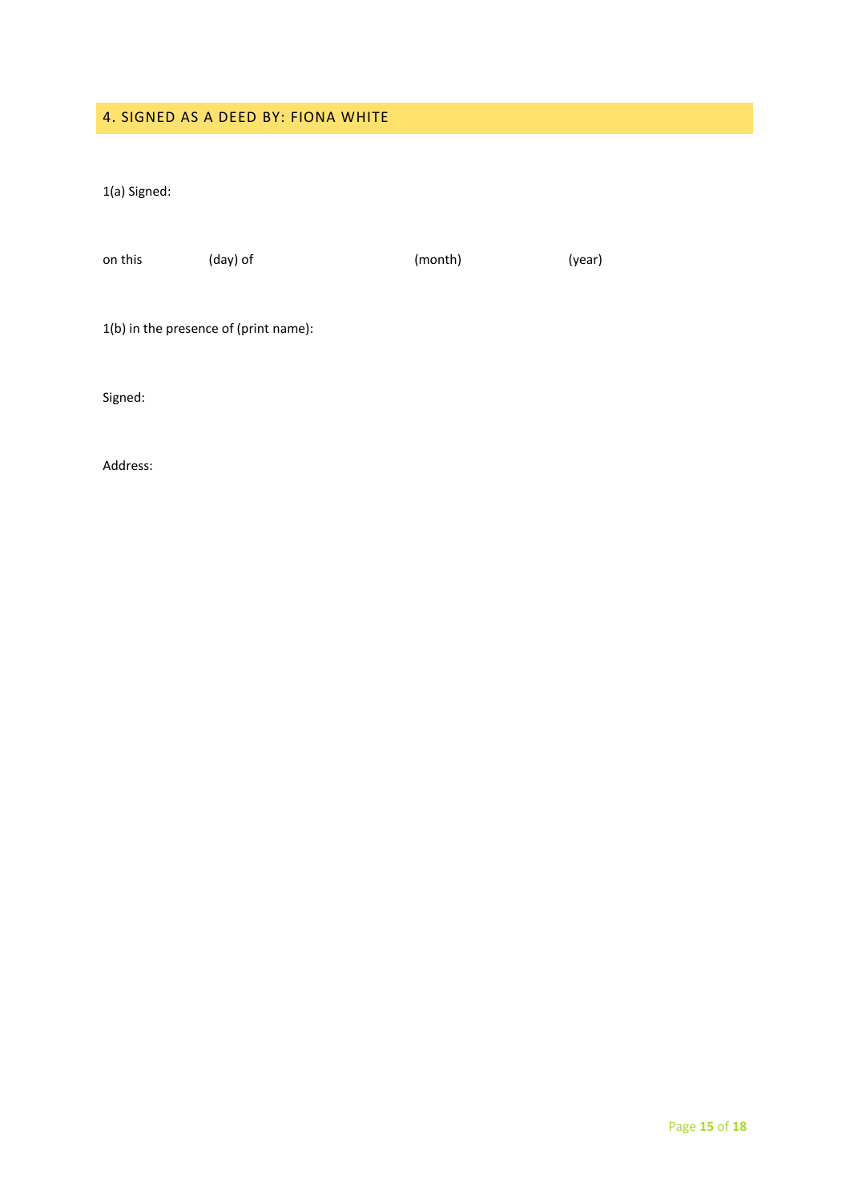## 4. SIGNED AS A DEED BY: FIONA WHITE

1(a) Signed:

on this (day) of (month) (year)

1(b) in the presence of (print name):

Signed:

Address: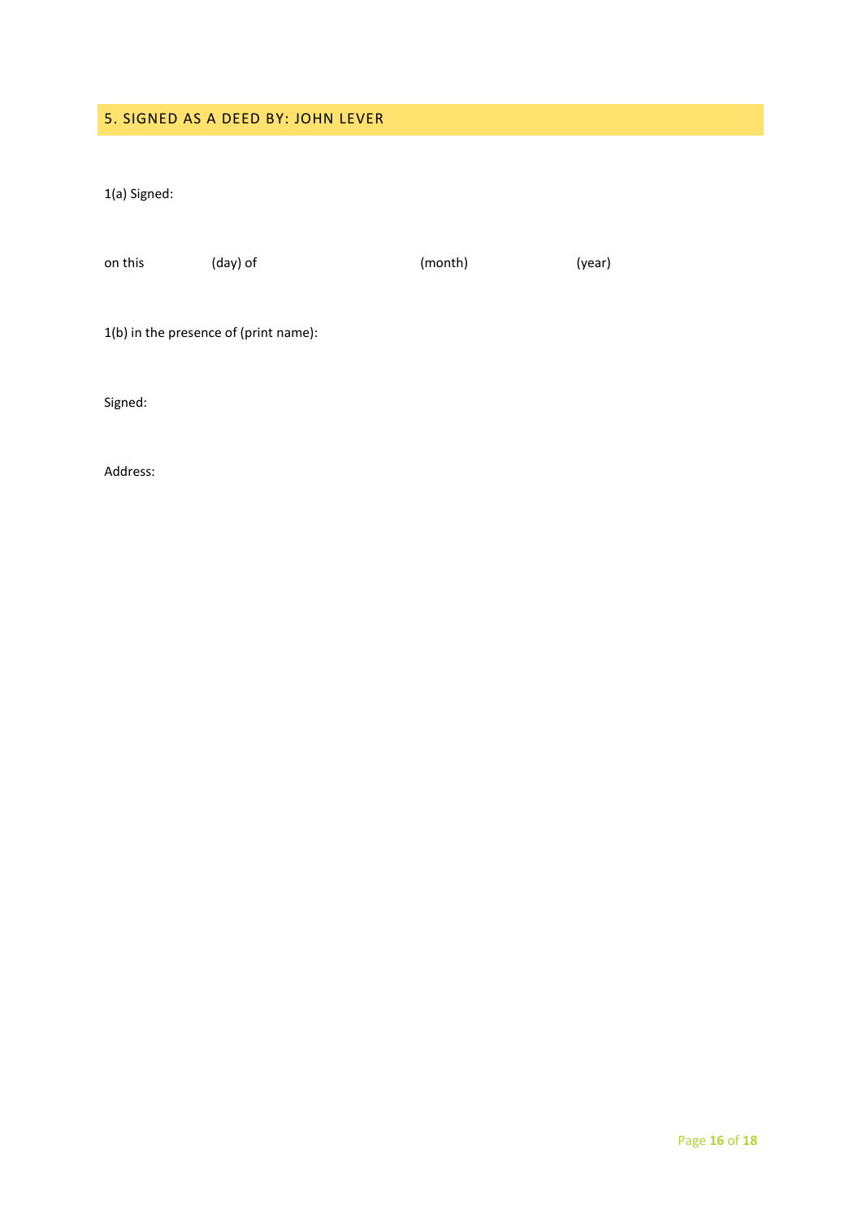## 5. SIGNED AS A DEED BY: JOHN LEVER

1(a) Signed:

on this (day) of (month) (year)

1(b) in the presence of (print name):

Signed:

Address: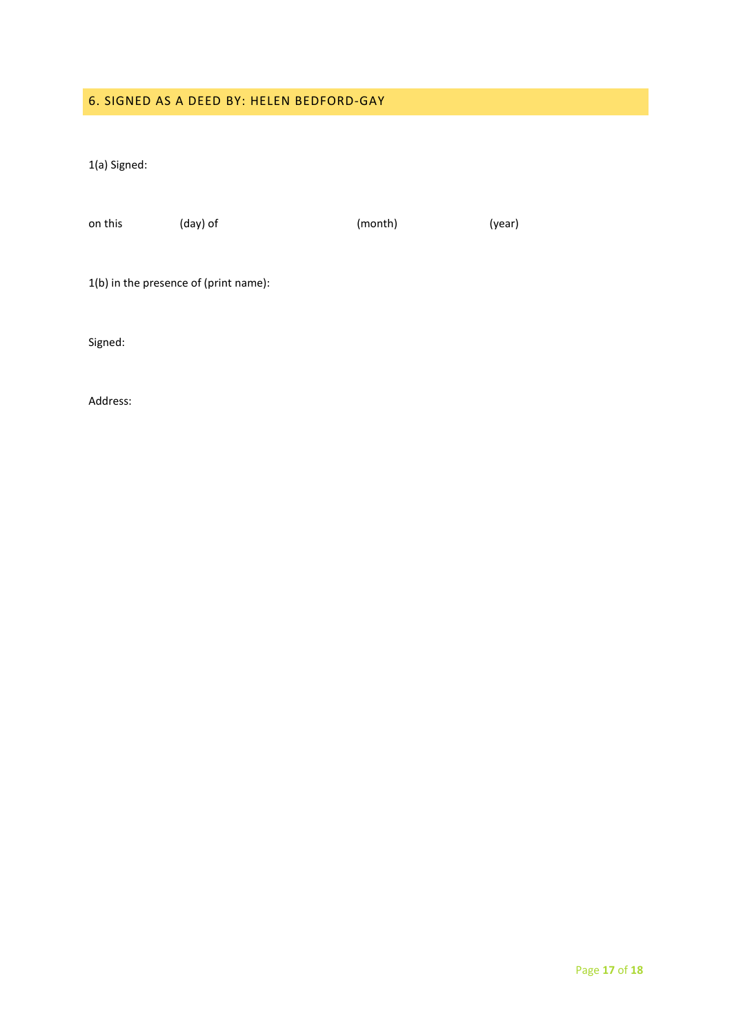## 6. SIGNED AS A DEED BY: HELEN BEDFORD-GAY

1(a) Signed:

on this (day) of (month) (year)

1(b) in the presence of (print name):

Signed:

Address: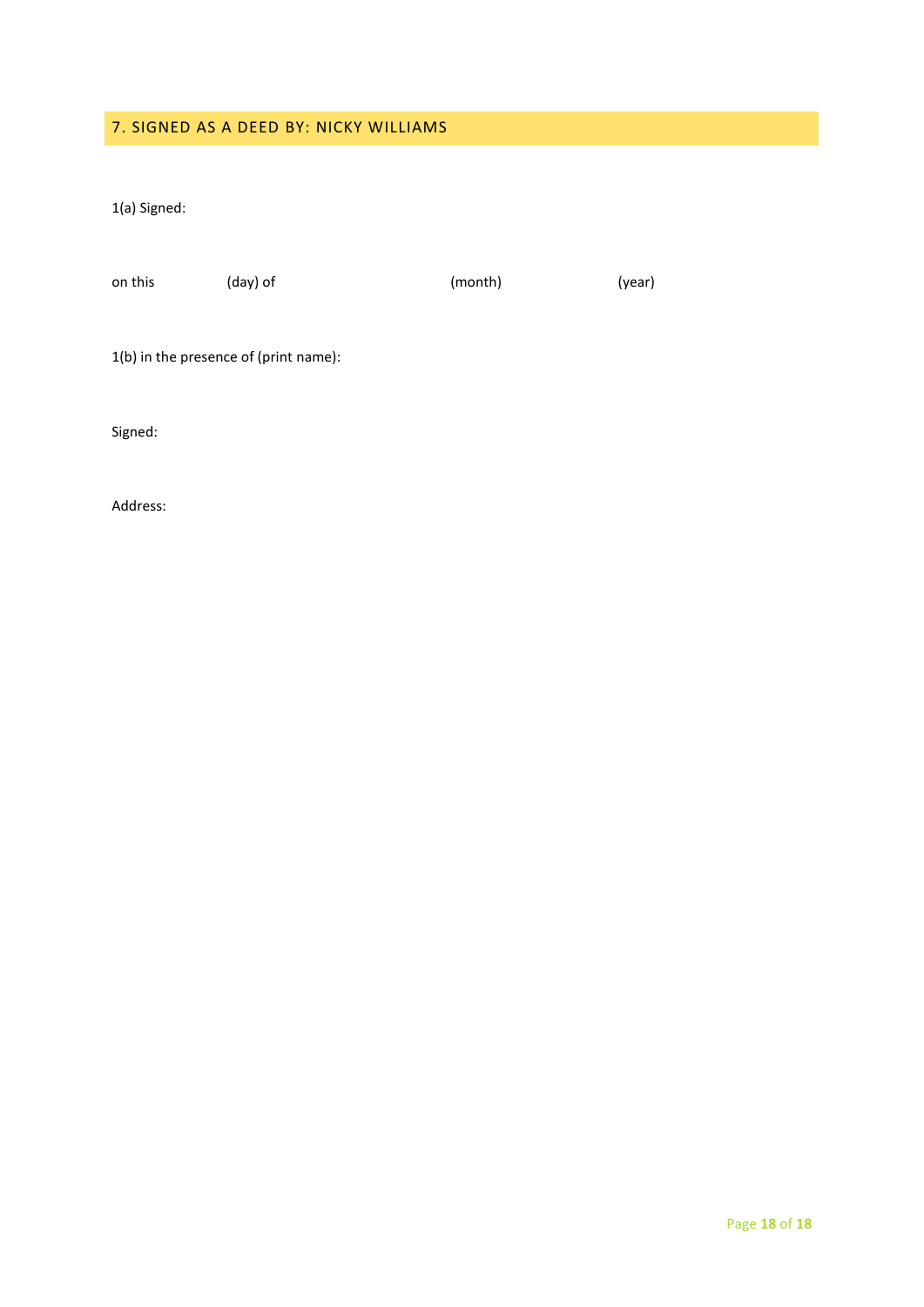## 7. SIGNED AS A DEED BY: NICKY WILLIAMS

1(a) Signed:

on this (day) of (month) (year)

1(b) in the presence of (print name):

Signed:

Address: